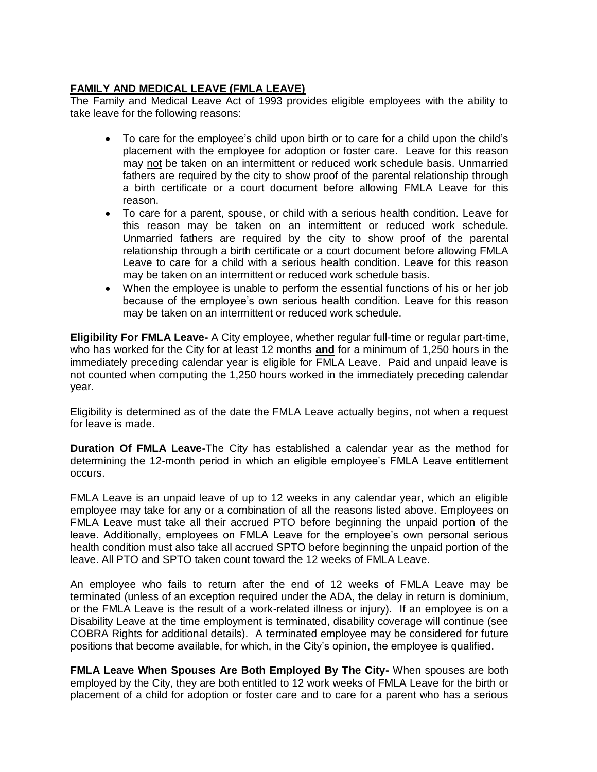**<u>FAMILY AND MEDICAL LEAVE (FMLA LEAVE)</u>**

The Family and Medical Leave Act of 1993 provides eligible employees with the ability to take leave for the following reasons:

- To care for the employee's child upon birth or to care for a child upon the child's placement with the employee for adoption or foster care. Leave for this reason may <u>not</u> be taken on an intermittent or reduced work schedule basis. Unmarried fathers are required by the city to show proof of the parental relationship through a birth certificate or a court document before allowing FMLA Leave for this reason.
- To care for a parent, spouse, or child with a serious health condition. Leave for this reason may be taken on an intermittent or reduced work schedule. Unmarried fathers are required by the city to show proof of the parental relationship through a birth certificate or a court document before allowing FMLA Leave to care for a child with a serious health condition. Leave for this reason may be taken on an intermittent or reduced work schedule basis.
- When the employee is unable to perform the essential functions of his or her job because of the employee's own serious health condition. Leave for this reason may be taken on an intermittent or reduced work schedule.

**Eligibility For FMLA Leave-** A City employee, whether regular full-time or regular part-time, who has worked for the City for at least 12 months **<u>and</u>** for a minimum of 1,250 hours in the immediately preceding calendar year is eligible for FMLA Leave. Paid and unpaid leave is not counted when computing the 1,250 hours worked in the immediately preceding calendar year.

Eligibility is determined as of the date the FMLA Leave actually begins, not when a request for leave is made.

**Duration Of FMLA Leave-**The City has established a calendar year as the method for determining the 12-month period in which an eligible employee's FMLA Leave entitlement occurs.

FMLA Leave is an unpaid leave of up to 12 weeks in any calendar year, which an eligible employee may take for any or a combination of all the reasons listed above. Employees on FMLA Leave must take all their accrued PTO before beginning the unpaid portion of the leave. Additionally, employees on FMLA Leave for the employee's own personal serious health condition must also take all accrued SPTO before beginning the unpaid portion of the leave. All PTO and SPTO taken count toward the 12 weeks of FMLA Leave.

An employee who fails to return after the end of 12 weeks of FMLA Leave may be terminated (unless of an exception required under the ADA, the delay in return is dominium, or the FMLA Leave is the result of a work-related illness or injury). If an employee is on a Disability Leave at the time employment is terminated, disability coverage will continue (see COBRA Rights for additional details). A terminated employee may be considered for future positions that become available, for which, in the City's opinion, the employee is qualified.

**FMLA Leave When Spouses Are Both Employed By The City-** When spouses are both employed by the City, they are both entitled to 12 work weeks of FMLA Leave for the birth or placement of a child for adoption or foster care and to care for a parent who has a serious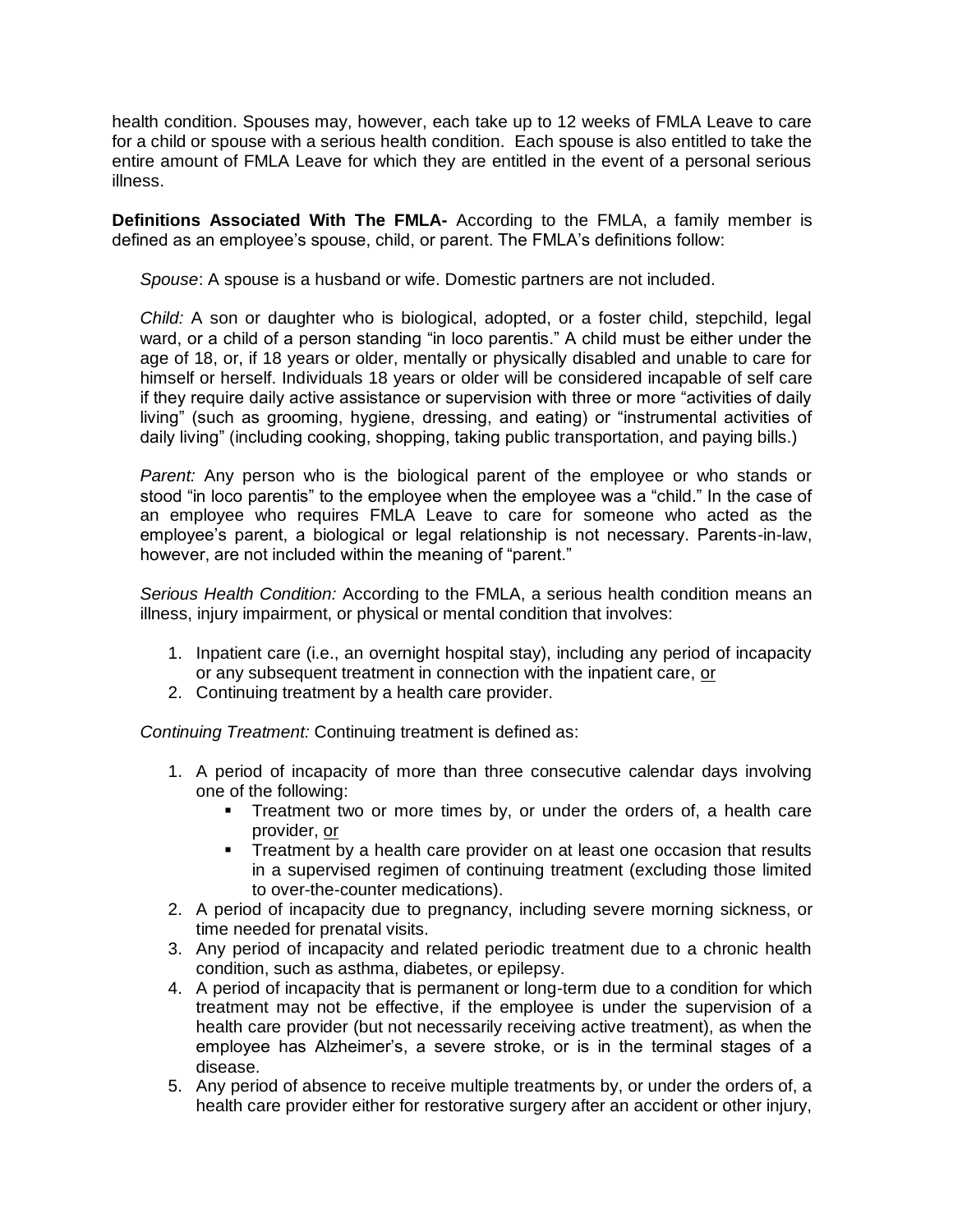health condition. Spouses may, however, each take up to 12 weeks of FMLA Leave to care for a child or spouse with a serious health condition. Each spouse is also entitled to take the entire amount of FMLA Leave for which they are entitled in the event of a personal serious illness.

**Definitions Associated With The FMLA-** According to the FMLA, a family member is defined as an employee's spouse, child, or parent. The FMLA's definitions follow:

*Spouse*: A spouse is a husband or wife. Domestic partners are not included.

*Child:* A son or daughter who is biological, adopted, or a foster child, stepchild, legal ward, or a child of a person standing "in loco parentis." A child must be either under the age of 18, or, if 18 years or older, mentally or physically disabled and unable to care for himself or herself. Individuals 18 years or older will be considered incapable of self care if they require daily active assistance or supervision with three or more "activities of daily living" (such as grooming, hygiene, dressing, and eating) or "instrumental activities of daily living" (including cooking, shopping, taking public transportation, and paying bills.)

*Parent:* Any person who is the biological parent of the employee or who stands or stood "in loco parentis" to the employee when the employee was a "child." In the case of an employee who requires FMLA Leave to care for someone who acted as the employee's parent, a biological or legal relationship is not necessary. Parents-in-law, however, are not included within the meaning of "parent."

*Serious Health Condition:* According to the FMLA, a serious health condition means an illness, injury impairment, or physical or mental condition that involves:

1. Inpatient care (i.e., an overnight hospital stay), including any period of incapacity or any subsequent treatment in connection with the inpatient care, <u>or</u>
2. Continuing treatment by a health care provider.

*Continuing Treatment:* Continuing treatment is defined as:

1. A period of incapacity of more than three consecutive calendar days involving one of the following:
   - Treatment two or more times by, or under the orders of, a health care provider, <u>or</u>
   - Treatment by a health care provider on at least one occasion that results in a supervised regimen of continuing treatment (excluding those limited to over-the-counter medications).
2. A period of incapacity due to pregnancy, including severe morning sickness, or time needed for prenatal visits.
3. Any period of incapacity and related periodic treatment due to a chronic health condition, such as asthma, diabetes, or epilepsy.
4. A period of incapacity that is permanent or long-term due to a condition for which treatment may not be effective, if the employee is under the supervision of a health care provider (but not necessarily receiving active treatment), as when the employee has Alzheimer's, a severe stroke, or is in the terminal stages of a disease.
5. Any period of absence to receive multiple treatments by, or under the orders of, a health care provider either for restorative surgery after an accident or other injury,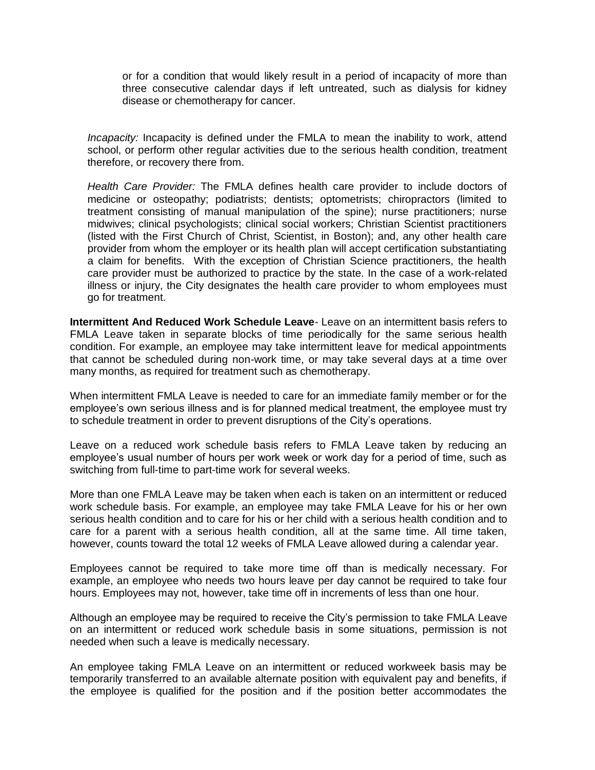or for a condition that would likely result in a period of incapacity of more than three consecutive calendar days if left untreated, such as dialysis for kidney disease or chemotherapy for cancer.

*Incapacity:* Incapacity is defined under the FMLA to mean the inability to work, attend school, or perform other regular activities due to the serious health condition, treatment therefore, or recovery there from.

*Health Care Provider:* The FMLA defines health care provider to include doctors of medicine or osteopathy; podiatrists; dentists; optometrists; chiropractors (limited to treatment consisting of manual manipulation of the spine); nurse practitioners; nurse midwives; clinical psychologists; clinical social workers; Christian Scientist practitioners (listed with the First Church of Christ, Scientist, in Boston); and, any other health care provider from whom the employer or its health plan will accept certification substantiating a claim for benefits. With the exception of Christian Science practitioners, the health care provider must be authorized to practice by the state. In the case of a work-related illness or injury, the City designates the health care provider to whom employees must go for treatment.

**Intermittent And Reduced Work Schedule Leave**- Leave on an intermittent basis refers to FMLA Leave taken in separate blocks of time periodically for the same serious health condition. For example, an employee may take intermittent leave for medical appointments that cannot be scheduled during non-work time, or may take several days at a time over many months, as required for treatment such as chemotherapy.

When intermittent FMLA Leave is needed to care for an immediate family member or for the employee's own serious illness and is for planned medical treatment, the employee must try to schedule treatment in order to prevent disruptions of the City's operations.

Leave on a reduced work schedule basis refers to FMLA Leave taken by reducing an employee's usual number of hours per work week or work day for a period of time, such as switching from full-time to part-time work for several weeks.

More than one FMLA Leave may be taken when each is taken on an intermittent or reduced work schedule basis. For example, an employee may take FMLA Leave for his or her own serious health condition and to care for his or her child with a serious health condition and to care for a parent with a serious health condition, all at the same time. All time taken, however, counts toward the total 12 weeks of FMLA Leave allowed during a calendar year.

Employees cannot be required to take more time off than is medically necessary. For example, an employee who needs two hours leave per day cannot be required to take four hours. Employees may not, however, take time off in increments of less than one hour.

Although an employee may be required to receive the City's permission to take FMLA Leave on an intermittent or reduced work schedule basis in some situations, permission is not needed when such a leave is medically necessary.

An employee taking FMLA Leave on an intermittent or reduced workweek basis may be temporarily transferred to an available alternate position with equivalent pay and benefits, if the employee is qualified for the position and if the position better accommodates the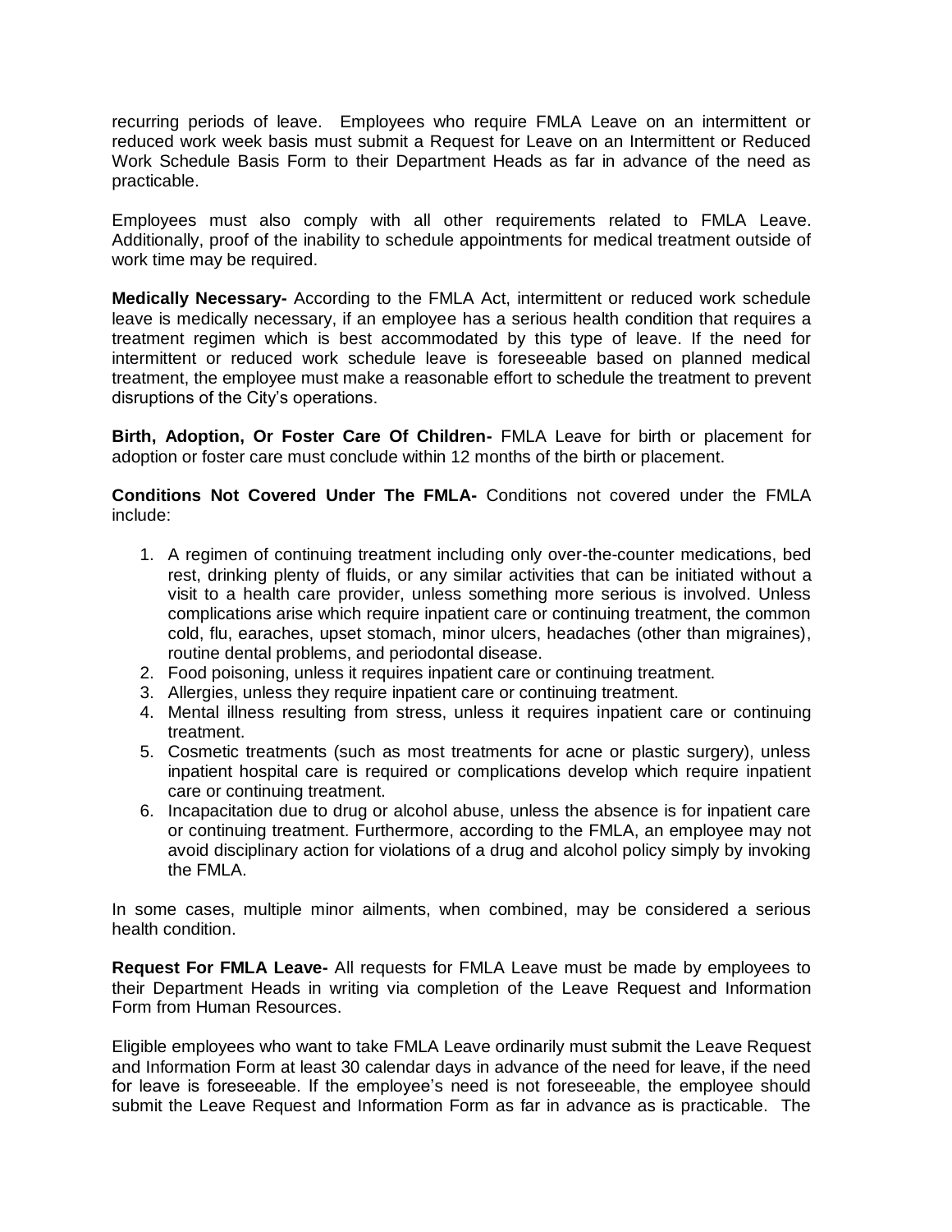recurring periods of leave. Employees who require FMLA Leave on an intermittent or reduced work week basis must submit a Request for Leave on an Intermittent or Reduced Work Schedule Basis Form to their Department Heads as far in advance of the need as practicable.

Employees must also comply with all other requirements related to FMLA Leave. Additionally, proof of the inability to schedule appointments for medical treatment outside of work time may be required.

**Medically Necessary-** According to the FMLA Act, intermittent or reduced work schedule leave is medically necessary, if an employee has a serious health condition that requires a treatment regimen which is best accommodated by this type of leave. If the need for intermittent or reduced work schedule leave is foreseeable based on planned medical treatment, the employee must make a reasonable effort to schedule the treatment to prevent disruptions of the City's operations.

**Birth, Adoption, Or Foster Care Of Children-** FMLA Leave for birth or placement for adoption or foster care must conclude within 12 months of the birth or placement.

**Conditions Not Covered Under The FMLA-** Conditions not covered under the FMLA include:

1. A regimen of continuing treatment including only over-the-counter medications, bed rest, drinking plenty of fluids, or any similar activities that can be initiated without a visit to a health care provider, unless something more serious is involved. Unless complications arise which require inpatient care or continuing treatment, the common cold, flu, earaches, upset stomach, minor ulcers, headaches (other than migraines), routine dental problems, and periodontal disease.
2. Food poisoning, unless it requires inpatient care or continuing treatment.
3. Allergies, unless they require inpatient care or continuing treatment.
4. Mental illness resulting from stress, unless it requires inpatient care or continuing treatment.
5. Cosmetic treatments (such as most treatments for acne or plastic surgery), unless inpatient hospital care is required or complications develop which require inpatient care or continuing treatment.
6. Incapacitation due to drug or alcohol abuse, unless the absence is for inpatient care or continuing treatment. Furthermore, according to the FMLA, an employee may not avoid disciplinary action for violations of a drug and alcohol policy simply by invoking the FMLA.

In some cases, multiple minor ailments, when combined, may be considered a serious health condition.

**Request For FMLA Leave-** All requests for FMLA Leave must be made by employees to their Department Heads in writing via completion of the Leave Request and Information Form from Human Resources.

Eligible employees who want to take FMLA Leave ordinarily must submit the Leave Request and Information Form at least 30 calendar days in advance of the need for leave, if the need for leave is foreseeable. If the employee's need is not foreseeable, the employee should submit the Leave Request and Information Form as far in advance as is practicable. The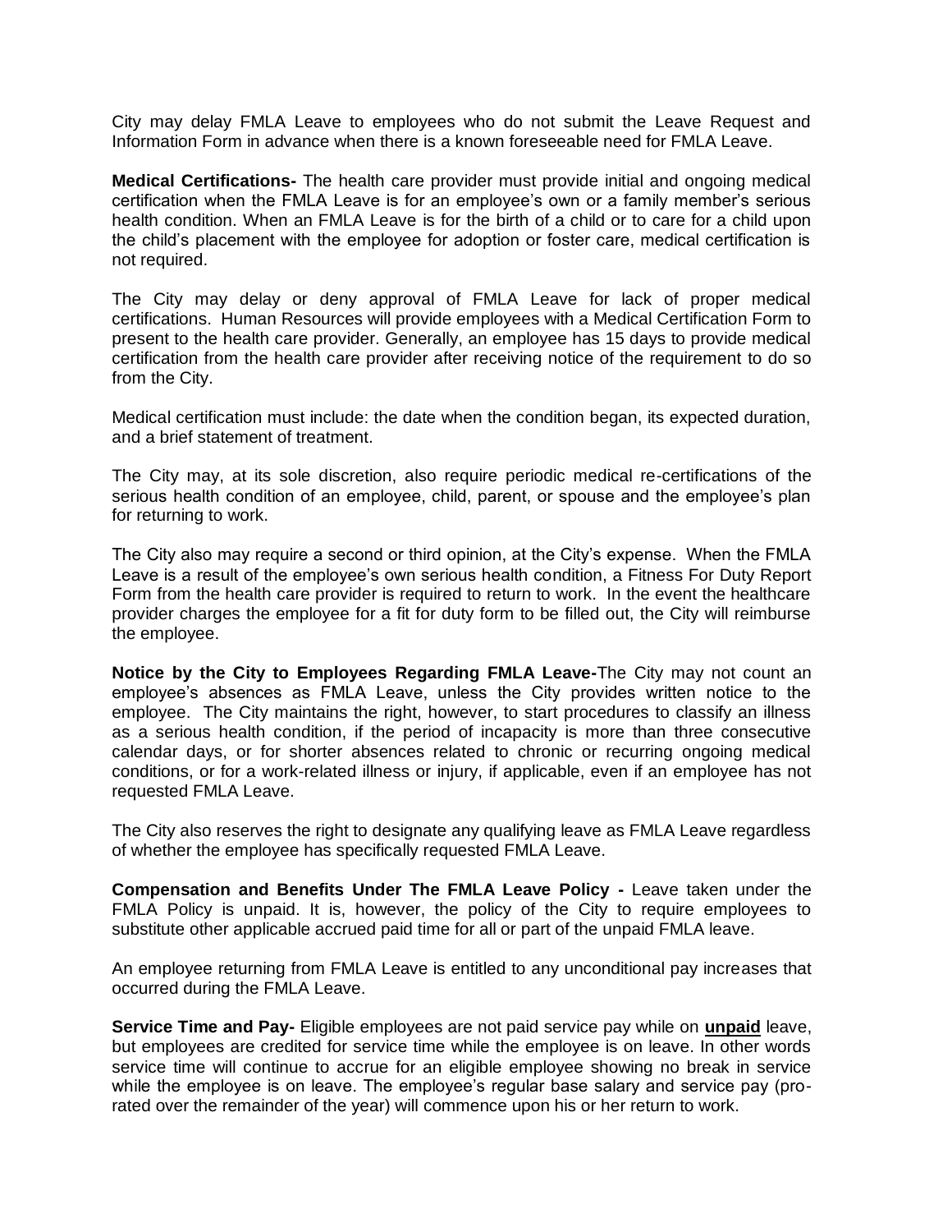City may delay FMLA Leave to employees who do not submit the Leave Request and Information Form in advance when there is a known foreseeable need for FMLA Leave.

**Medical Certifications-** The health care provider must provide initial and ongoing medical certification when the FMLA Leave is for an employee's own or a family member's serious health condition. When an FMLA Leave is for the birth of a child or to care for a child upon the child's placement with the employee for adoption or foster care, medical certification is not required.

The City may delay or deny approval of FMLA Leave for lack of proper medical certifications. Human Resources will provide employees with a Medical Certification Form to present to the health care provider. Generally, an employee has 15 days to provide medical certification from the health care provider after receiving notice of the requirement to do so from the City.

Medical certification must include: the date when the condition began, its expected duration, and a brief statement of treatment.

The City may, at its sole discretion, also require periodic medical re-certifications of the serious health condition of an employee, child, parent, or spouse and the employee's plan for returning to work.

The City also may require a second or third opinion, at the City's expense. When the FMLA Leave is a result of the employee's own serious health condition, a Fitness For Duty Report Form from the health care provider is required to return to work. In the event the healthcare provider charges the employee for a fit for duty form to be filled out, the City will reimburse the employee.

**Notice by the City to Employees Regarding FMLA Leave-**The City may not count an employee's absences as FMLA Leave, unless the City provides written notice to the employee. The City maintains the right, however, to start procedures to classify an illness as a serious health condition, if the period of incapacity is more than three consecutive calendar days, or for shorter absences related to chronic or recurring ongoing medical conditions, or for a work-related illness or injury, if applicable, even if an employee has not requested FMLA Leave.

The City also reserves the right to designate any qualifying leave as FMLA Leave regardless of whether the employee has specifically requested FMLA Leave.

**Compensation and Benefits Under The FMLA Leave Policy -** Leave taken under the FMLA Policy is unpaid. It is, however, the policy of the City to require employees to substitute other applicable accrued paid time for all or part of the unpaid FMLA leave.

An employee returning from FMLA Leave is entitled to any unconditional pay increases that occurred during the FMLA Leave.

**Service Time and Pay-** Eligible employees are not paid service pay while on **unpaid** leave, but employees are credited for service time while the employee is on leave. In other words service time will continue to accrue for an eligible employee showing no break in service while the employee is on leave. The employee's regular base salary and service pay (pro-rated over the remainder of the year) will commence upon his or her return to work.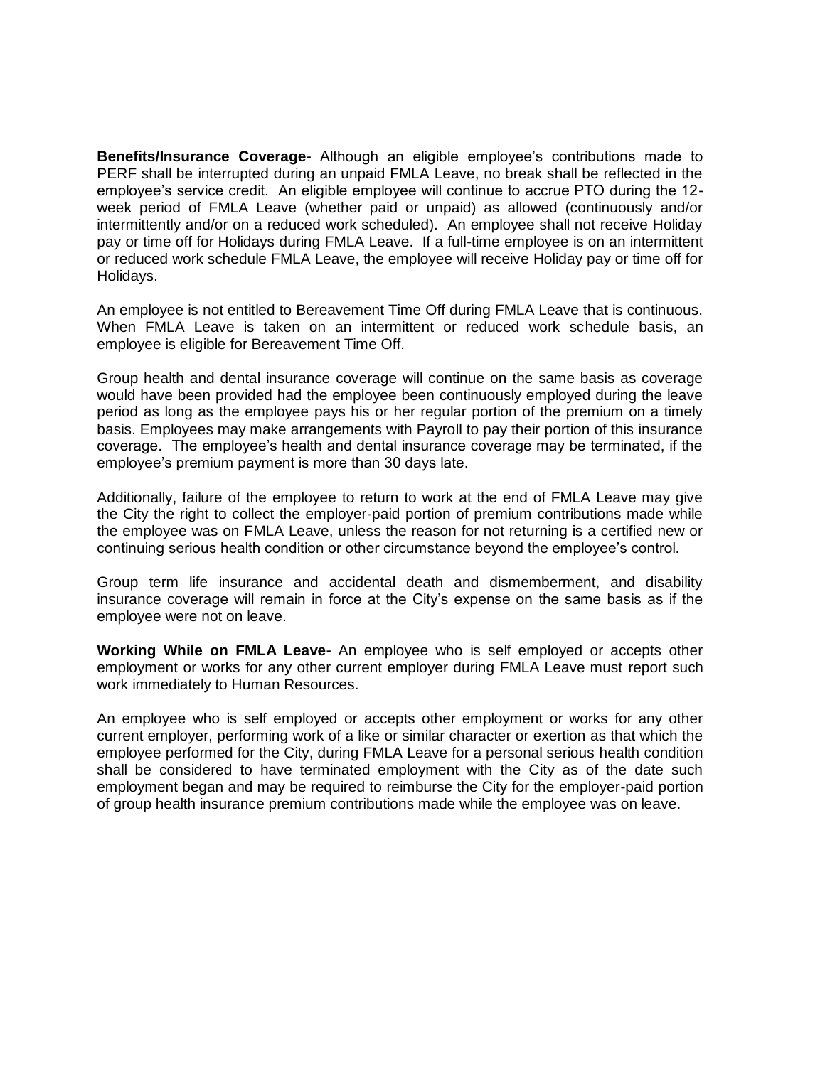**Benefits/Insurance Coverage-** Although an eligible employee's contributions made to PERF shall be interrupted during an unpaid FMLA Leave, no break shall be reflected in the employee's service credit. An eligible employee will continue to accrue PTO during the 12-week period of FMLA Leave (whether paid or unpaid) as allowed (continuously and/or intermittently and/or on a reduced work scheduled). An employee shall not receive Holiday pay or time off for Holidays during FMLA Leave. If a full-time employee is on an intermittent or reduced work schedule FMLA Leave, the employee will receive Holiday pay or time off for Holidays.

An employee is not entitled to Bereavement Time Off during FMLA Leave that is continuous. When FMLA Leave is taken on an intermittent or reduced work schedule basis, an employee is eligible for Bereavement Time Off.

Group health and dental insurance coverage will continue on the same basis as coverage would have been provided had the employee been continuously employed during the leave period as long as the employee pays his or her regular portion of the premium on a timely basis. Employees may make arrangements with Payroll to pay their portion of this insurance coverage. The employee's health and dental insurance coverage may be terminated, if the employee's premium payment is more than 30 days late.

Additionally, failure of the employee to return to work at the end of FMLA Leave may give the City the right to collect the employer-paid portion of premium contributions made while the employee was on FMLA Leave, unless the reason for not returning is a certified new or continuing serious health condition or other circumstance beyond the employee's control.

Group term life insurance and accidental death and dismemberment, and disability insurance coverage will remain in force at the City's expense on the same basis as if the employee were not on leave.

**Working While on FMLA Leave-** An employee who is self employed or accepts other employment or works for any other current employer during FMLA Leave must report such work immediately to Human Resources.

An employee who is self employed or accepts other employment or works for any other current employer, performing work of a like or similar character or exertion as that which the employee performed for the City, during FMLA Leave for a personal serious health condition shall be considered to have terminated employment with the City as of the date such employment began and may be required to reimburse the City for the employer-paid portion of group health insurance premium contributions made while the employee was on leave.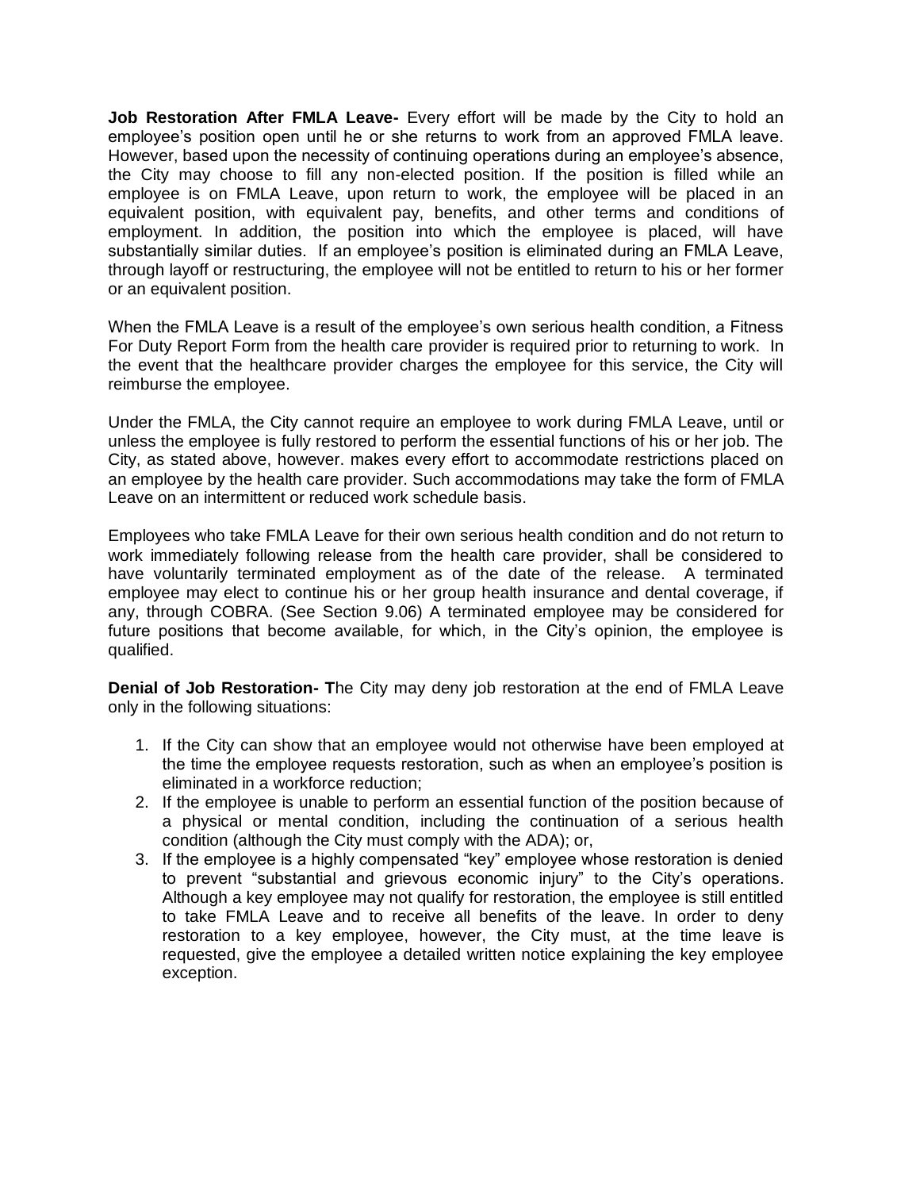**Job Restoration After FMLA Leave-** Every effort will be made by the City to hold an employee's position open until he or she returns to work from an approved FMLA leave. However, based upon the necessity of continuing operations during an employee's absence, the City may choose to fill any non-elected position. If the position is filled while an employee is on FMLA Leave, upon return to work, the employee will be placed in an equivalent position, with equivalent pay, benefits, and other terms and conditions of employment. In addition, the position into which the employee is placed, will have substantially similar duties. If an employee's position is eliminated during an FMLA Leave, through layoff or restructuring, the employee will not be entitled to return to his or her former or an equivalent position.

When the FMLA Leave is a result of the employee's own serious health condition, a Fitness For Duty Report Form from the health care provider is required prior to returning to work. In the event that the healthcare provider charges the employee for this service, the City will reimburse the employee.

Under the FMLA, the City cannot require an employee to work during FMLA Leave, until or unless the employee is fully restored to perform the essential functions of his or her job. The City, as stated above, however. makes every effort to accommodate restrictions placed on an employee by the health care provider. Such accommodations may take the form of FMLA Leave on an intermittent or reduced work schedule basis.

Employees who take FMLA Leave for their own serious health condition and do not return to work immediately following release from the health care provider, shall be considered to have voluntarily terminated employment as of the date of the release. A terminated employee may elect to continue his or her group health insurance and dental coverage, if any, through COBRA. (See Section 9.06) A terminated employee may be considered for future positions that become available, for which, in the City's opinion, the employee is qualified.

**Denial of Job Restoration- T**he City may deny job restoration at the end of FMLA Leave only in the following situations:

1. If the City can show that an employee would not otherwise have been employed at the time the employee requests restoration, such as when an employee's position is eliminated in a workforce reduction;
2. If the employee is unable to perform an essential function of the position because of a physical or mental condition, including the continuation of a serious health condition (although the City must comply with the ADA); or,
3. If the employee is a highly compensated "key" employee whose restoration is denied to prevent "substantial and grievous economic injury" to the City's operations. Although a key employee may not qualify for restoration, the employee is still entitled to take FMLA Leave and to receive all benefits of the leave. In order to deny restoration to a key employee, however, the City must, at the time leave is requested, give the employee a detailed written notice explaining the key employee exception.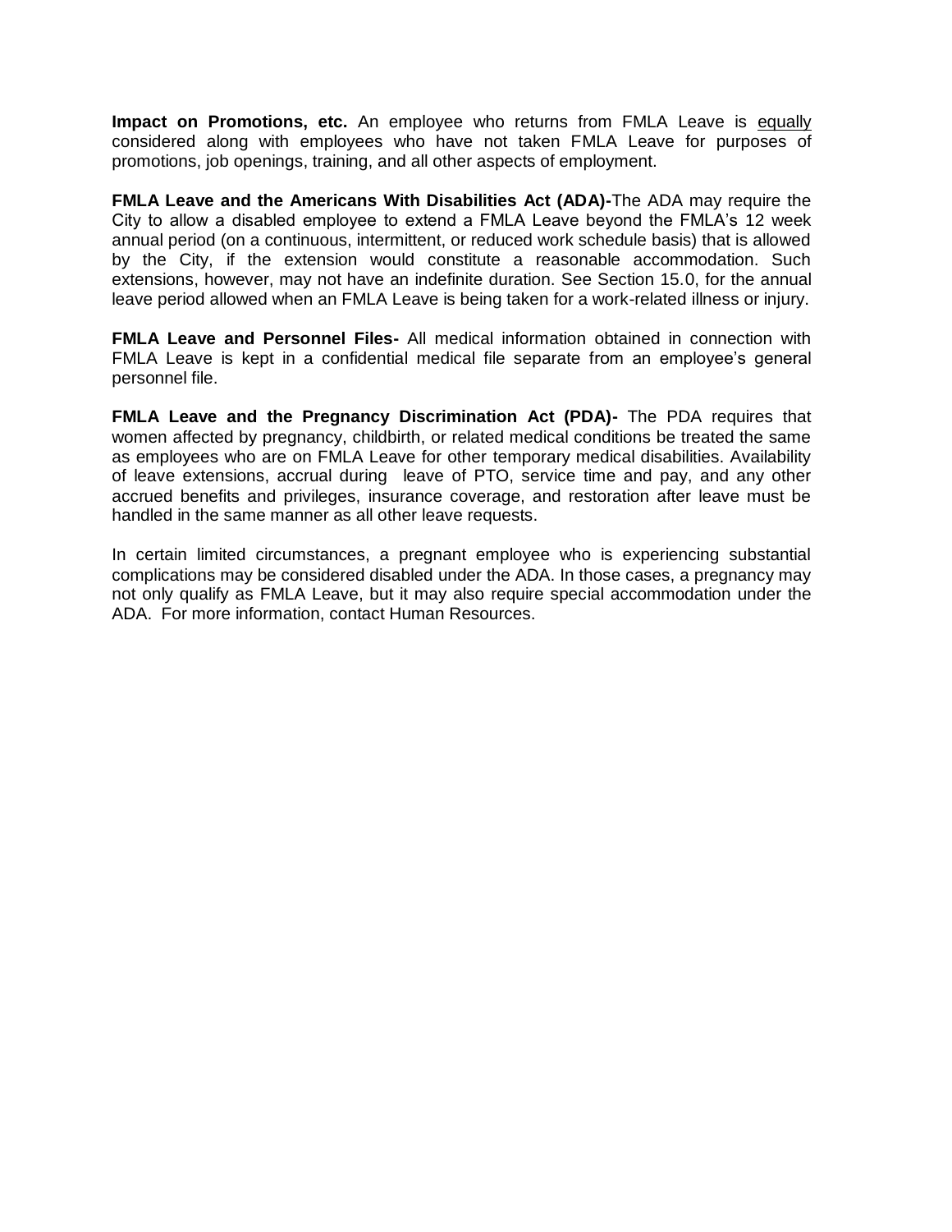**Impact on Promotions, etc.** An employee who returns from FMLA Leave is equally considered along with employees who have not taken FMLA Leave for purposes of promotions, job openings, training, and all other aspects of employment.

**FMLA Leave and the Americans With Disabilities Act (ADA)-**The ADA may require the City to allow a disabled employee to extend a FMLA Leave beyond the FMLA's 12 week annual period (on a continuous, intermittent, or reduced work schedule basis) that is allowed by the City, if the extension would constitute a reasonable accommodation. Such extensions, however, may not have an indefinite duration. See Section 15.0, for the annual leave period allowed when an FMLA Leave is being taken for a work-related illness or injury.

**FMLA Leave and Personnel Files-** All medical information obtained in connection with FMLA Leave is kept in a confidential medical file separate from an employee's general personnel file.

**FMLA Leave and the Pregnancy Discrimination Act (PDA)-** The PDA requires that women affected by pregnancy, childbirth, or related medical conditions be treated the same as employees who are on FMLA Leave for other temporary medical disabilities. Availability of leave extensions, accrual during leave of PTO, service time and pay, and any other accrued benefits and privileges, insurance coverage, and restoration after leave must be handled in the same manner as all other leave requests.

In certain limited circumstances, a pregnant employee who is experiencing substantial complications may be considered disabled under the ADA. In those cases, a pregnancy may not only qualify as FMLA Leave, but it may also require special accommodation under the ADA. For more information, contact Human Resources.